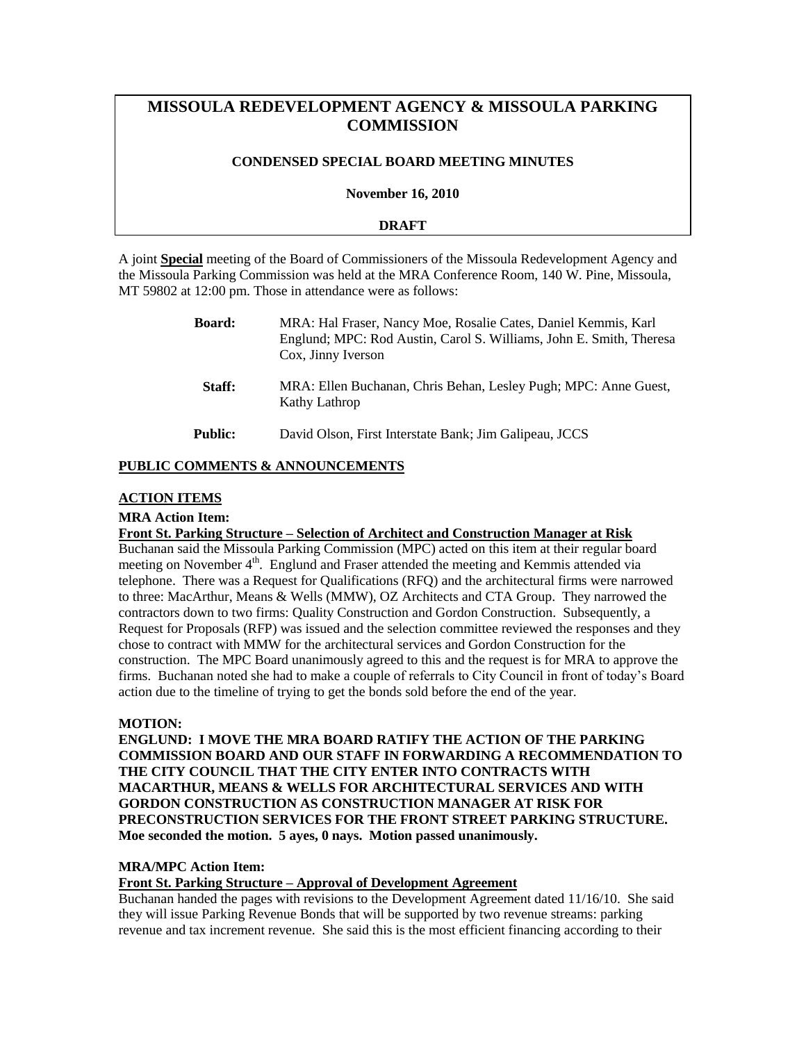# MISSOULA REDEVELOPMENT AGENCY & MISSOULA PARKING COMMISSION

## CONDENSED SPECIAL BOARD MEETING MINUTES

**November 16, 2010**

**DRAFT**

A joint **Special** meeting of the Board of Commissioners of the Missoula Redevelopment Agency and the Missoula Parking Commission was held at the MRA Conference Room, 140 W. Pine, Missoula, MT 59802 at 12:00 pm. Those in attendance were as follows:

| | |
|---|---|
| **Board:** | MRA: Hal Fraser, Nancy Moe, Rosalie Cates, Daniel Kemmis, Karl Englund; MPC: Rod Austin, Carol S. Williams, John E. Smith, Theresa Cox, Jinny Iverson |
| **Staff:** | MRA: Ellen Buchanan, Chris Behan, Lesley Pugh; MPC: Anne Guest, Kathy Lathrop |
| **Public:** | David Olson, First Interstate Bank; Jim Galipeau, JCCS |

**PUBLIC COMMENTS & ANNOUNCEMENTS**

**ACTION ITEMS**

**MRA Action Item:**

**Front St. Parking Structure – Selection of Architect and Construction Manager at Risk**

Buchanan said the Missoula Parking Commission (MPC) acted on this item at their regular board meeting on November 4th. Englund and Fraser attended the meeting and Kemmis attended via telephone. There was a Request for Qualifications (RFQ) and the architectural firms were narrowed to three: MacArthur, Means & Wells (MMW), OZ Architects and CTA Group. They narrowed the contractors down to two firms: Quality Construction and Gordon Construction. Subsequently, a Request for Proposals (RFP) was issued and the selection committee reviewed the responses and they chose to contract with MMW for the architectural services and Gordon Construction for the construction. The MPC Board unanimously agreed to this and the request is for MRA to approve the firms. Buchanan noted she had to make a couple of referrals to City Council in front of today's Board action due to the timeline of trying to get the bonds sold before the end of the year.

**MOTION:**

**ENGLUND: I MOVE THE MRA BOARD RATIFY THE ACTION OF THE PARKING COMMISSION BOARD AND OUR STAFF IN FORWARDING A RECOMMENDATION TO THE CITY COUNCIL THAT THE CITY ENTER INTO CONTRACTS WITH MACARTHUR, MEANS & WELLS FOR ARCHITECTURAL SERVICES AND WITH GORDON CONSTRUCTION AS CONSTRUCTION MANAGER AT RISK FOR PRECONSTRUCTION SERVICES FOR THE FRONT STREET PARKING STRUCTURE. Moe seconded the motion. 5 ayes, 0 nays. Motion passed unanimously.**

**MRA/MPC Action Item:**

**Front St. Parking Structure – Approval of Development Agreement**

Buchanan handed the pages with revisions to the Development Agreement dated 11/16/10. She said they will issue Parking Revenue Bonds that will be supported by two revenue streams: parking revenue and tax increment revenue. She said this is the most efficient financing according to their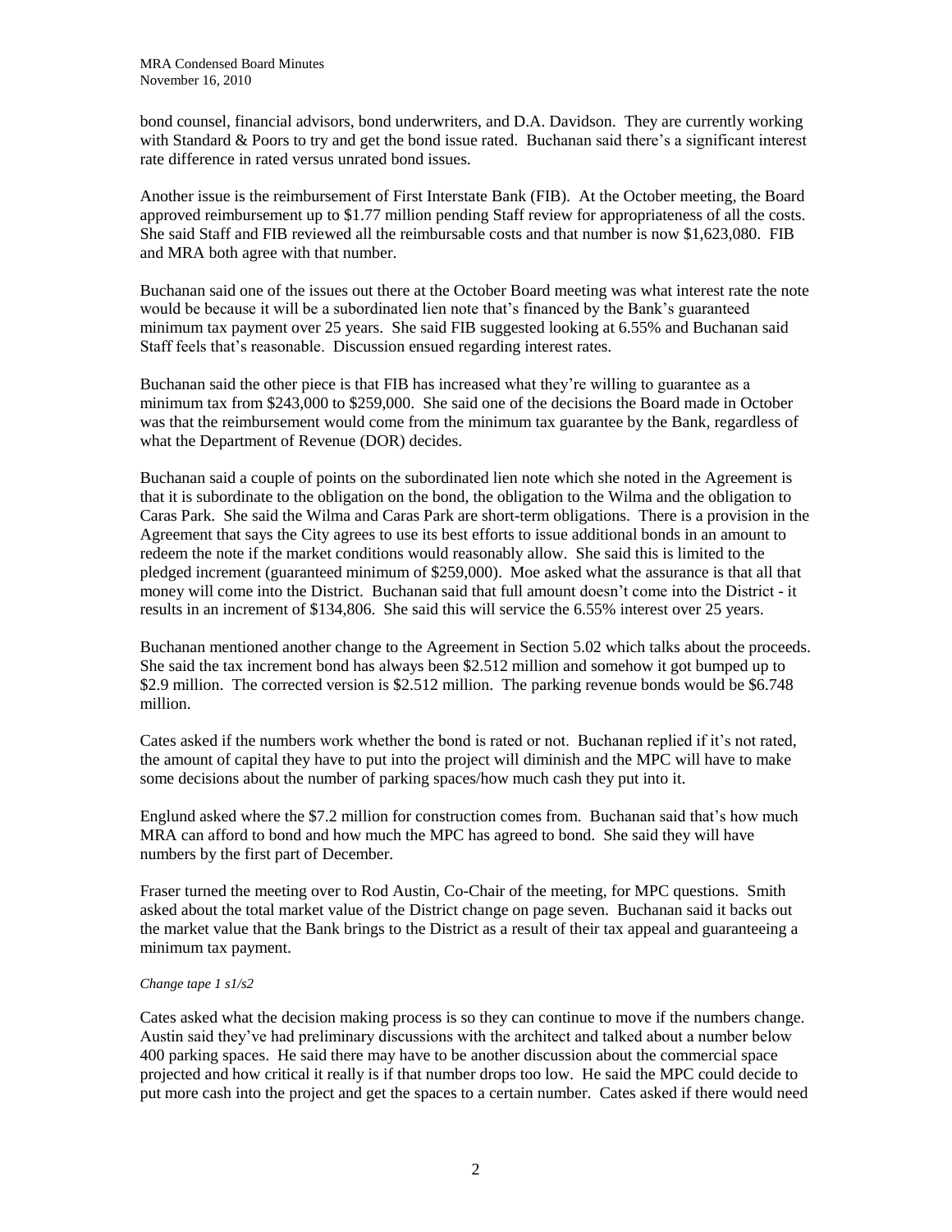bond counsel, financial advisors, bond underwriters, and D.A. Davidson. They are currently working with Standard & Poors to try and get the bond issue rated. Buchanan said there's a significant interest rate difference in rated versus unrated bond issues.

Another issue is the reimbursement of First Interstate Bank (FIB). At the October meeting, the Board approved reimbursement up to $1.77 million pending Staff review for appropriateness of all the costs. She said Staff and FIB reviewed all the reimbursable costs and that number is now $1,623,080. FIB and MRA both agree with that number.

Buchanan said one of the issues out there at the October Board meeting was what interest rate the note would be because it will be a subordinated lien note that's financed by the Bank's guaranteed minimum tax payment over 25 years. She said FIB suggested looking at 6.55% and Buchanan said Staff feels that's reasonable. Discussion ensued regarding interest rates.

Buchanan said the other piece is that FIB has increased what they're willing to guarantee as a minimum tax from $243,000 to $259,000. She said one of the decisions the Board made in October was that the reimbursement would come from the minimum tax guarantee by the Bank, regardless of what the Department of Revenue (DOR) decides.

Buchanan said a couple of points on the subordinated lien note which she noted in the Agreement is that it is subordinate to the obligation on the bond, the obligation to the Wilma and the obligation to Caras Park. She said the Wilma and Caras Park are short-term obligations. There is a provision in the Agreement that says the City agrees to use its best efforts to issue additional bonds in an amount to redeem the note if the market conditions would reasonably allow. She said this is limited to the pledged increment (guaranteed minimum of $259,000). Moe asked what the assurance is that all that money will come into the District. Buchanan said that full amount doesn't come into the District - it results in an increment of $134,806. She said this will service the 6.55% interest over 25 years.

Buchanan mentioned another change to the Agreement in Section 5.02 which talks about the proceeds. She said the tax increment bond has always been $2.512 million and somehow it got bumped up to $2.9 million. The corrected version is $2.512 million. The parking revenue bonds would be $6.748 million.

Cates asked if the numbers work whether the bond is rated or not. Buchanan replied if it's not rated, the amount of capital they have to put into the project will diminish and the MPC will have to make some decisions about the number of parking spaces/how much cash they put into it.

Englund asked where the $7.2 million for construction comes from. Buchanan said that's how much MRA can afford to bond and how much the MPC has agreed to bond. She said they will have numbers by the first part of December.

Fraser turned the meeting over to Rod Austin, Co-Chair of the meeting, for MPC questions. Smith asked about the total market value of the District change on page seven. Buchanan said it backs out the market value that the Bank brings to the District as a result of their tax appeal and guaranteeing a minimum tax payment.

*Change tape 1 s1/s2*

Cates asked what the decision making process is so they can continue to move if the numbers change. Austin said they've had preliminary discussions with the architect and talked about a number below 400 parking spaces. He said there may have to be another discussion about the commercial space projected and how critical it really is if that number drops too low. He said the MPC could decide to put more cash into the project and get the spaces to a certain number. Cates asked if there would need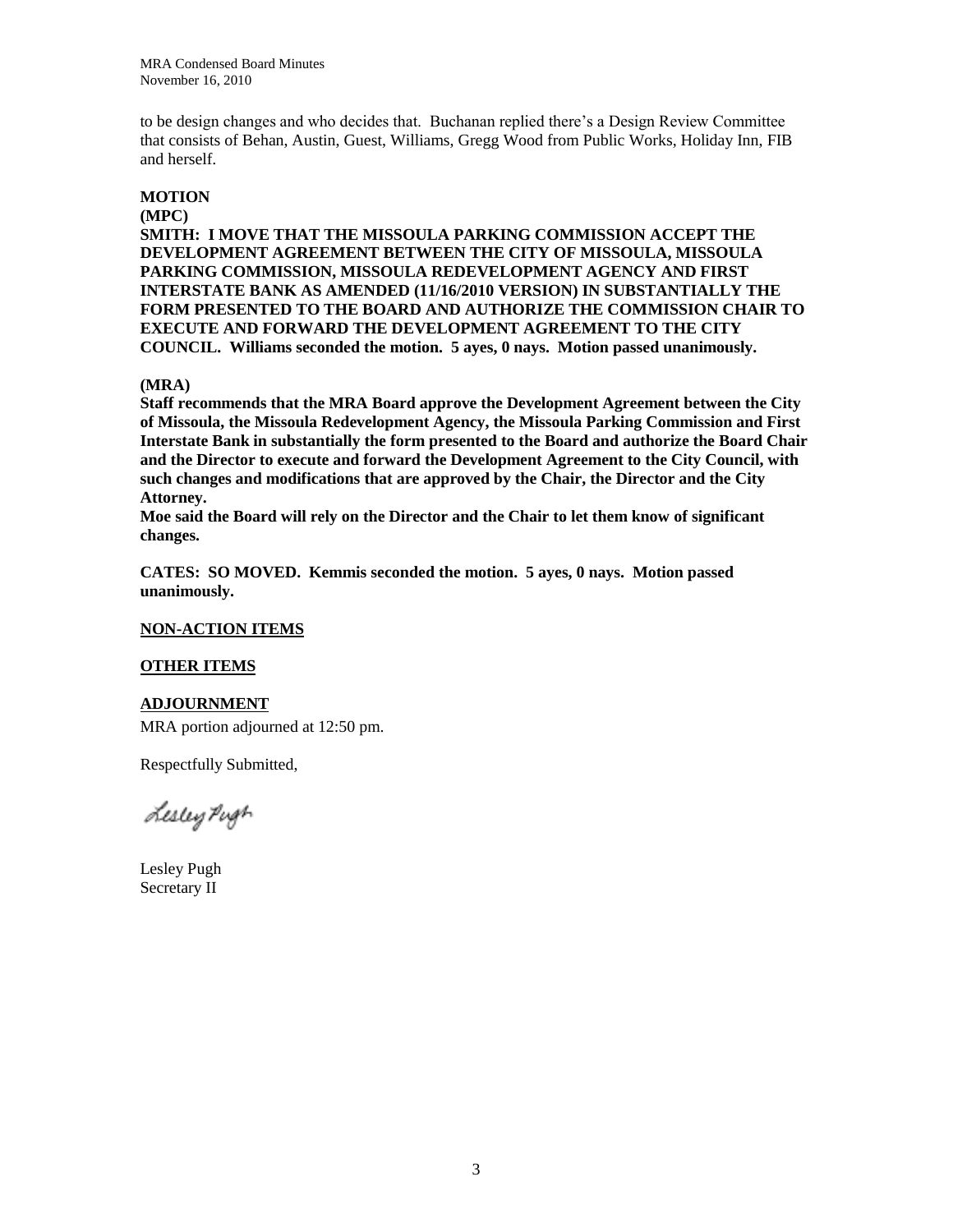to be design changes and who decides that. Buchanan replied there's a Design Review Committee that consists of Behan, Austin, Guest, Williams, Gregg Wood from Public Works, Holiday Inn, FIB and herself.

**MOTION**

**(MPC)**

**SMITH: I MOVE THAT THE MISSOULA PARKING COMMISSION ACCEPT THE DEVELOPMENT AGREEMENT BETWEEN THE CITY OF MISSOULA, MISSOULA PARKING COMMISSION, MISSOULA REDEVELOPMENT AGENCY AND FIRST INTERSTATE BANK AS AMENDED (11/16/2010 VERSION) IN SUBSTANTIALLY THE FORM PRESENTED TO THE BOARD AND AUTHORIZE THE COMMISSION CHAIR TO EXECUTE AND FORWARD THE DEVELOPMENT AGREEMENT TO THE CITY COUNCIL. Williams seconded the motion. 5 ayes, 0 nays. Motion passed unanimously.**

**(MRA)**

**Staff recommends that the MRA Board approve the Development Agreement between the City of Missoula, the Missoula Redevelopment Agency, the Missoula Parking Commission and First Interstate Bank in substantially the form presented to the Board and authorize the Board Chair and the Director to execute and forward the Development Agreement to the City Council, with such changes and modifications that are approved by the Chair, the Director and the City Attorney.**

**Moe said the Board will rely on the Director and the Chair to let them know of significant changes.**

**CATES: SO MOVED. Kemmis seconded the motion. 5 ayes, 0 nays. Motion passed unanimously.**

**NON-ACTION ITEMS**

**OTHER ITEMS**

**ADJOURNMENT**

MRA portion adjourned at 12:50 pm.

Respectfully Submitted,

Lesley Pugh

Lesley Pugh
Secretary II